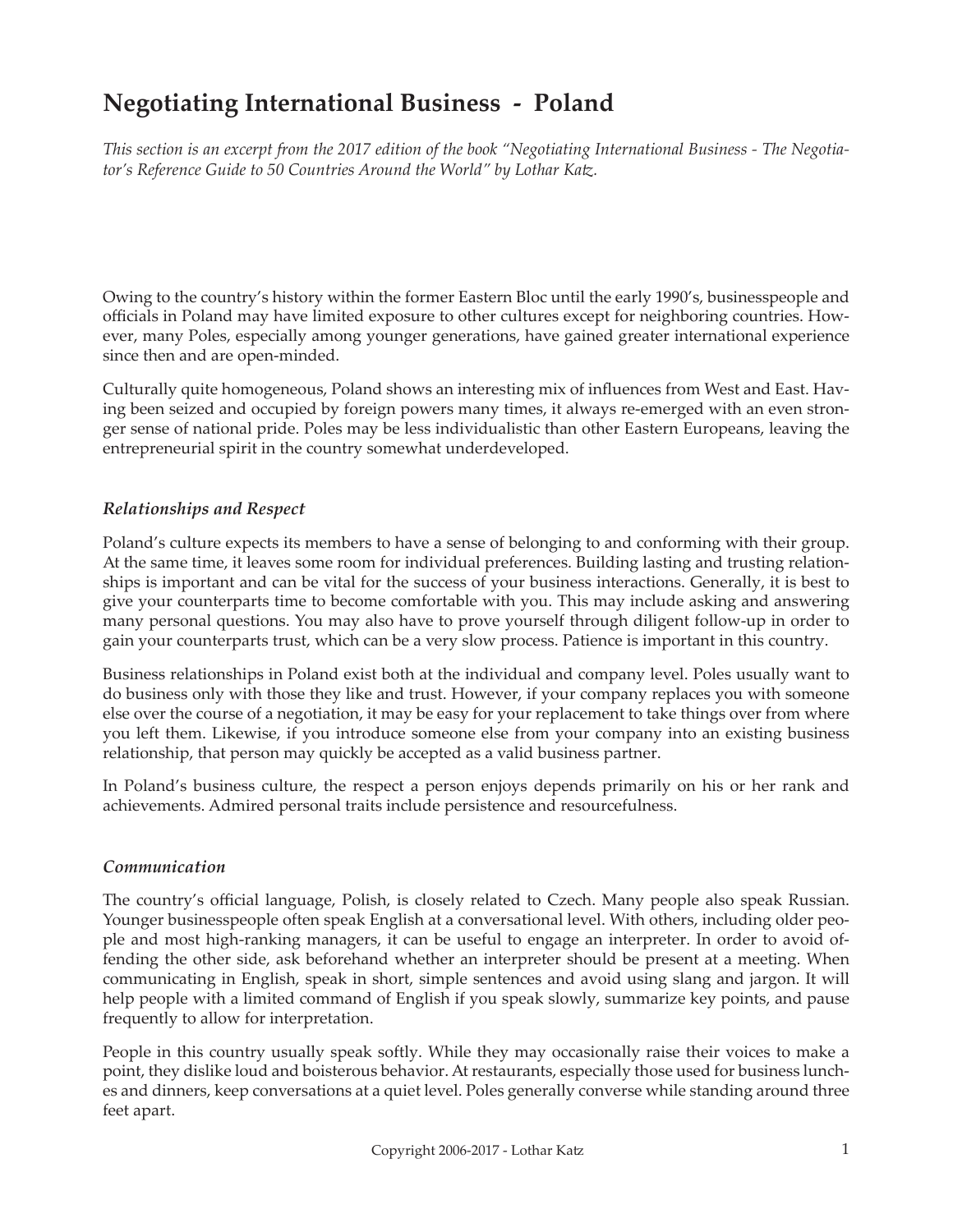# Negotiating International Business - Poland

*This section is an excerpt from the 2017 edition of the book "Negotiating International Business - The Negotiator's Reference Guide to 50 Countries Around the World" by Lothar Katz.*

Owing to the country's history within the former Eastern Bloc until the early 1990's, businesspeople and officials in Poland may have limited exposure to other cultures except for neighboring countries. However, many Poles, especially among younger generations, have gained greater international experience since then and are open-minded.

Culturally quite homogeneous, Poland shows an interesting mix of influences from West and East. Having been seized and occupied by foreign powers many times, it always re-emerged with an even stronger sense of national pride. Poles may be less individualistic than other Eastern Europeans, leaving the entrepreneurial spirit in the country somewhat underdeveloped.

### *Relationships and Respect*

Poland's culture expects its members to have a sense of belonging to and conforming with their group. At the same time, it leaves some room for individual preferences. Building lasting and trusting relationships is important and can be vital for the success of your business interactions. Generally, it is best to give your counterparts time to become comfortable with you. This may include asking and answering many personal questions. You may also have to prove yourself through diligent follow-up in order to gain your counterparts trust, which can be a very slow process. Patience is important in this country.

Business relationships in Poland exist both at the individual and company level. Poles usually want to do business only with those they like and trust. However, if your company replaces you with someone else over the course of a negotiation, it may be easy for your replacement to take things over from where you left them. Likewise, if you introduce someone else from your company into an existing business relationship, that person may quickly be accepted as a valid business partner.

In Poland's business culture, the respect a person enjoys depends primarily on his or her rank and achievements. Admired personal traits include persistence and resourcefulness.

### *Communication*

The country's official language, Polish, is closely related to Czech. Many people also speak Russian. Younger businesspeople often speak English at a conversational level. With others, including older people and most high-ranking managers, it can be useful to engage an interpreter. In order to avoid offending the other side, ask beforehand whether an interpreter should be present at a meeting. When communicating in English, speak in short, simple sentences and avoid using slang and jargon. It will help people with a limited command of English if you speak slowly, summarize key points, and pause frequently to allow for interpretation.

People in this country usually speak softly. While they may occasionally raise their voices to make a point, they dislike loud and boisterous behavior. At restaurants, especially those used for business lunches and dinners, keep conversations at a quiet level. Poles generally converse while standing around three feet apart.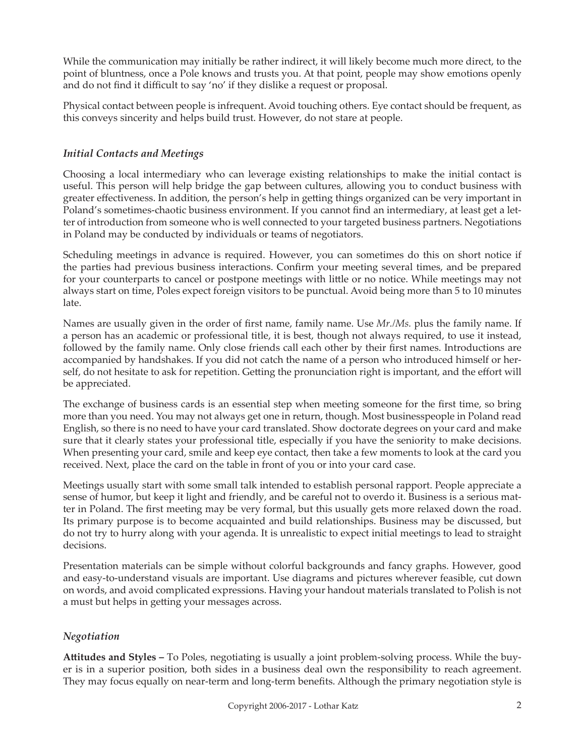While the communication may initially be rather indirect, it will likely become much more direct, to the point of bluntness, once a Pole knows and trusts you. At that point, people may show emotions openly and do not find it difficult to say 'no' if they dislike a request or proposal.

Physical contact between people is infrequent. Avoid touching others. Eye contact should be frequent, as this conveys sincerity and helps build trust. However, do not stare at people.

### *Initial Contacts and Meetings*

Choosing a local intermediary who can leverage existing relationships to make the initial contact is useful. This person will help bridge the gap between cultures, allowing you to conduct business with greater effectiveness. In addition, the person's help in getting things organized can be very important in Poland's sometimes-chaotic business environment. If you cannot find an intermediary, at least get a letter of introduction from someone who is well connected to your targeted business partners. Negotiations in Poland may be conducted by individuals or teams of negotiators.

Scheduling meetings in advance is required. However, you can sometimes do this on short notice if the parties had previous business interactions. Confirm your meeting several times, and be prepared for your counterparts to cancel or postpone meetings with little or no notice. While meetings may not always start on time, Poles expect foreign visitors to be punctual. Avoid being more than 5 to 10 minutes late.

Names are usually given in the order of first name, family name. Use *Mr./Ms.* plus the family name. If a person has an academic or professional title, it is best, though not always required, to use it instead, followed by the family name. Only close friends call each other by their first names. Introductions are accompanied by handshakes. If you did not catch the name of a person who introduced himself or herself, do not hesitate to ask for repetition. Getting the pronunciation right is important, and the effort will be appreciated.

The exchange of business cards is an essential step when meeting someone for the first time, so bring more than you need. You may not always get one in return, though. Most businesspeople in Poland read English, so there is no need to have your card translated. Show doctorate degrees on your card and make sure that it clearly states your professional title, especially if you have the seniority to make decisions. When presenting your card, smile and keep eye contact, then take a few moments to look at the card you received. Next, place the card on the table in front of you or into your card case.

Meetings usually start with some small talk intended to establish personal rapport. People appreciate a sense of humor, but keep it light and friendly, and be careful not to overdo it. Business is a serious matter in Poland. The first meeting may be very formal, but this usually gets more relaxed down the road. Its primary purpose is to become acquainted and build relationships. Business may be discussed, but do not try to hurry along with your agenda. It is unrealistic to expect initial meetings to lead to straight decisions.

Presentation materials can be simple without colorful backgrounds and fancy graphs. However, good and easy-to-understand visuals are important. Use diagrams and pictures wherever feasible, cut down on words, and avoid complicated expressions. Having your handout materials translated to Polish is not a must but helps in getting your messages across.

### *Negotiation*

**Attitudes and Styles –** To Poles, negotiating is usually a joint problem-solving process. While the buyer is in a superior position, both sides in a business deal own the responsibility to reach agreement. They may focus equally on near-term and long-term benefits. Although the primary negotiation style is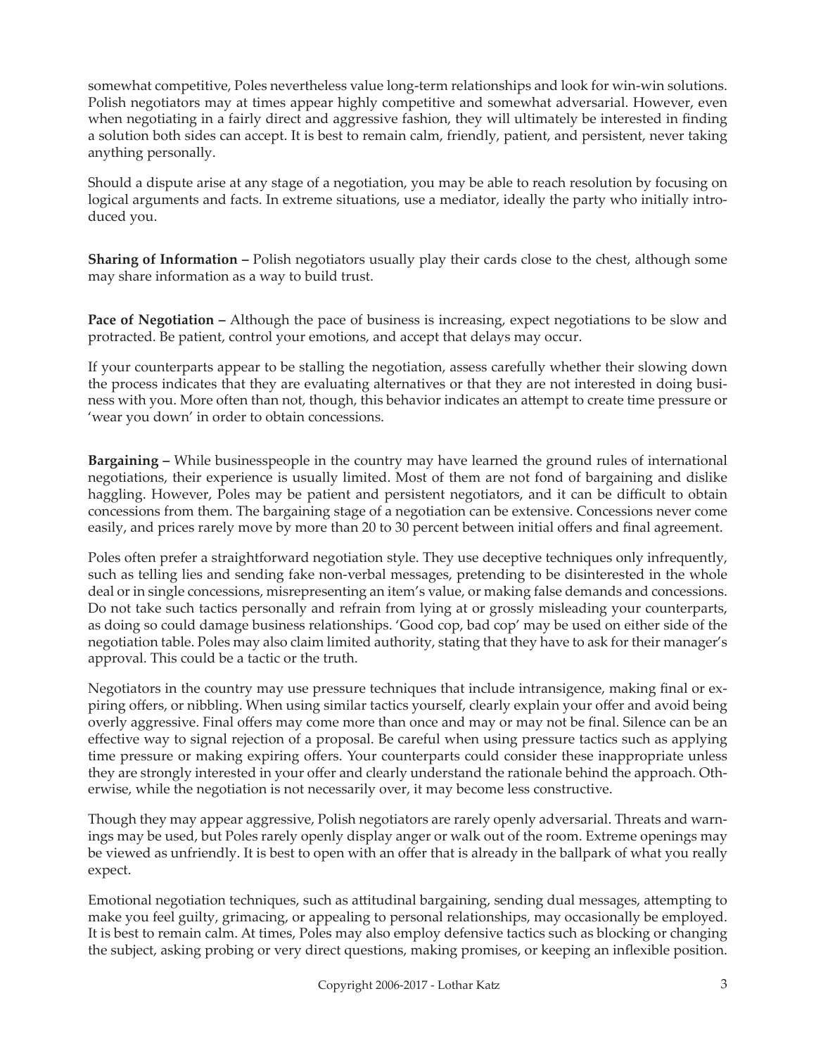somewhat competitive, Poles nevertheless value long-term relationships and look for win-win solutions. Polish negotiators may at times appear highly competitive and somewhat adversarial. However, even when negotiating in a fairly direct and aggressive fashion, they will ultimately be interested in finding a solution both sides can accept. It is best to remain calm, friendly, patient, and persistent, never taking anything personally.

Should a dispute arise at any stage of a negotiation, you may be able to reach resolution by focusing on logical arguments and facts. In extreme situations, use a mediator, ideally the party who initially introduced you.

**Sharing of Information –** Polish negotiators usually play their cards close to the chest, although some may share information as a way to build trust.

**Pace of Negotiation –** Although the pace of business is increasing, expect negotiations to be slow and protracted. Be patient, control your emotions, and accept that delays may occur.

If your counterparts appear to be stalling the negotiation, assess carefully whether their slowing down the process indicates that they are evaluating alternatives or that they are not interested in doing business with you. More often than not, though, this behavior indicates an attempt to create time pressure or 'wear you down' in order to obtain concessions.

**Bargaining –** While businesspeople in the country may have learned the ground rules of international negotiations, their experience is usually limited. Most of them are not fond of bargaining and dislike haggling. However, Poles may be patient and persistent negotiators, and it can be difficult to obtain concessions from them. The bargaining stage of a negotiation can be extensive. Concessions never come easily, and prices rarely move by more than 20 to 30 percent between initial offers and final agreement.

Poles often prefer a straightforward negotiation style. They use deceptive techniques only infrequently, such as telling lies and sending fake non-verbal messages, pretending to be disinterested in the whole deal or in single concessions, misrepresenting an item's value, or making false demands and concessions. Do not take such tactics personally and refrain from lying at or grossly misleading your counterparts, as doing so could damage business relationships. 'Good cop, bad cop' may be used on either side of the negotiation table. Poles may also claim limited authority, stating that they have to ask for their manager's approval. This could be a tactic or the truth.

Negotiators in the country may use pressure techniques that include intransigence, making final or expiring offers, or nibbling. When using similar tactics yourself, clearly explain your offer and avoid being overly aggressive. Final offers may come more than once and may or may not be final. Silence can be an effective way to signal rejection of a proposal. Be careful when using pressure tactics such as applying time pressure or making expiring offers. Your counterparts could consider these inappropriate unless they are strongly interested in your offer and clearly understand the rationale behind the approach. Otherwise, while the negotiation is not necessarily over, it may become less constructive.

Though they may appear aggressive, Polish negotiators are rarely openly adversarial. Threats and warnings may be used, but Poles rarely openly display anger or walk out of the room. Extreme openings may be viewed as unfriendly. It is best to open with an offer that is already in the ballpark of what you really expect.

Emotional negotiation techniques, such as attitudinal bargaining, sending dual messages, attempting to make you feel guilty, grimacing, or appealing to personal relationships, may occasionally be employed. It is best to remain calm. At times, Poles may also employ defensive tactics such as blocking or changing the subject, asking probing or very direct questions, making promises, or keeping an inflexible position.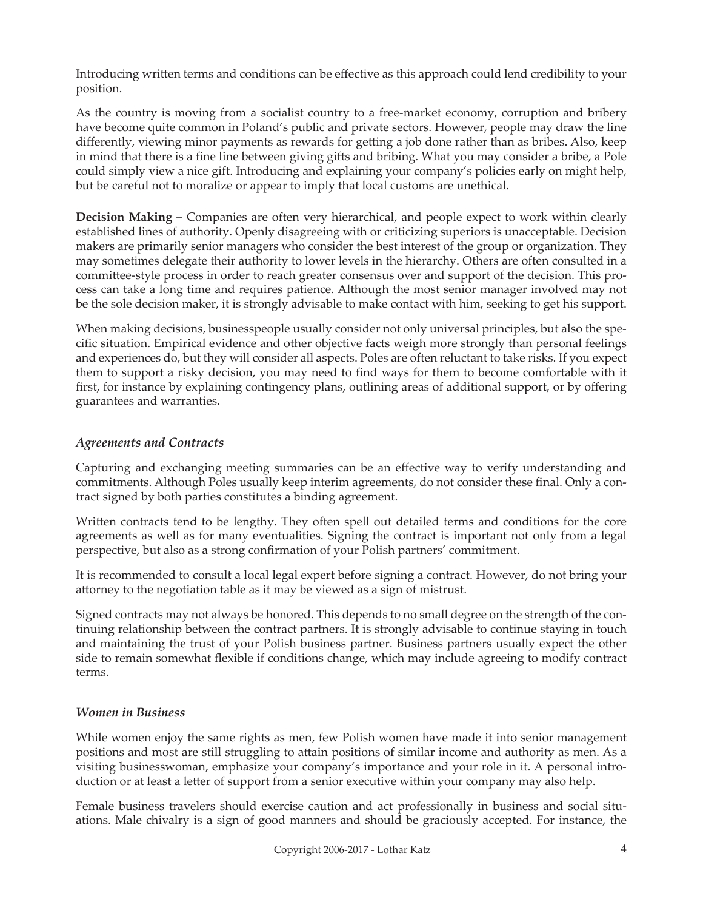Introducing written terms and conditions can be effective as this approach could lend credibility to your position.

As the country is moving from a socialist country to a free-market economy, corruption and bribery have become quite common in Poland's public and private sectors. However, people may draw the line differently, viewing minor payments as rewards for getting a job done rather than as bribes. Also, keep in mind that there is a fine line between giving gifts and bribing. What you may consider a bribe, a Pole could simply view a nice gift. Introducing and explaining your company's policies early on might help, but be careful not to moralize or appear to imply that local customs are unethical.

**Decision Making –** Companies are often very hierarchical, and people expect to work within clearly established lines of authority. Openly disagreeing with or criticizing superiors is unacceptable. Decision makers are primarily senior managers who consider the best interest of the group or organization. They may sometimes delegate their authority to lower levels in the hierarchy. Others are often consulted in a committee-style process in order to reach greater consensus over and support of the decision. This process can take a long time and requires patience. Although the most senior manager involved may not be the sole decision maker, it is strongly advisable to make contact with him, seeking to get his support.

When making decisions, businesspeople usually consider not only universal principles, but also the specific situation. Empirical evidence and other objective facts weigh more strongly than personal feelings and experiences do, but they will consider all aspects. Poles are often reluctant to take risks. If you expect them to support a risky decision, you may need to find ways for them to become comfortable with it first, for instance by explaining contingency plans, outlining areas of additional support, or by offering guarantees and warranties.

### *Agreements and Contracts*

Capturing and exchanging meeting summaries can be an effective way to verify understanding and commitments. Although Poles usually keep interim agreements, do not consider these final. Only a contract signed by both parties constitutes a binding agreement.

Written contracts tend to be lengthy. They often spell out detailed terms and conditions for the core agreements as well as for many eventualities. Signing the contract is important not only from a legal perspective, but also as a strong confirmation of your Polish partners' commitment.

It is recommended to consult a local legal expert before signing a contract. However, do not bring your attorney to the negotiation table as it may be viewed as a sign of mistrust.

Signed contracts may not always be honored. This depends to no small degree on the strength of the continuing relationship between the contract partners. It is strongly advisable to continue staying in touch and maintaining the trust of your Polish business partner. Business partners usually expect the other side to remain somewhat flexible if conditions change, which may include agreeing to modify contract terms.

### *Women in Business*

While women enjoy the same rights as men, few Polish women have made it into senior management positions and most are still struggling to attain positions of similar income and authority as men. As a visiting businesswoman, emphasize your company's importance and your role in it. A personal introduction or at least a letter of support from a senior executive within your company may also help.

Female business travelers should exercise caution and act professionally in business and social situations. Male chivalry is a sign of good manners and should be graciously accepted. For instance, the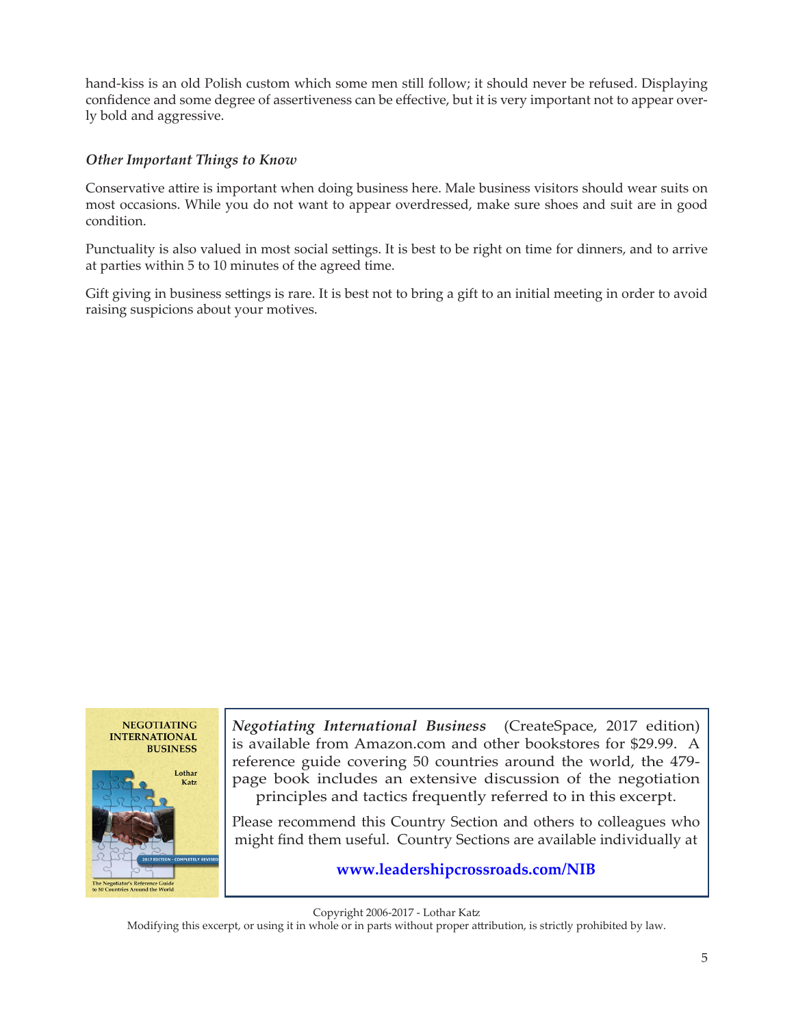hand-kiss is an old Polish custom which some men still follow; it should never be refused. Displaying confidence and some degree of assertiveness can be effective, but it is very important not to appear overly bold and aggressive.

### *Other Important Things to Know*

Conservative attire is important when doing business here. Male business visitors should wear suits on most occasions. While you do not want to appear overdressed, make sure shoes and suit are in good condition.

Punctuality is also valued in most social settings. It is best to be right on time for dinners, and to arrive at parties within 5 to 10 minutes of the agreed time.

Gift giving in business settings is rare. It is best not to bring a gift to an initial meeting in order to avoid raising suspicions about your motives.

NEGOTIATING INTERNATIONAL BUSINESS

Lothar Katz

2017 EDITION - COMPLETELY REVISED

The Negotiator's Reference Guide to 50 Countries Around the World

***Negotiating International Business*** (CreateSpace, 2017 edition) is available from Amazon.com and other bookstores for $29.99. A reference guide covering 50 countries around the world, the 479-page book includes an extensive discussion of the negotiation principles and tactics frequently referred to in this excerpt.

Please recommend this Country Section and others to colleagues who might find them useful. Country Sections are available individually at

**www.leadershipcrossroads.com/NIB**

Copyright 2006-2017 - Lothar Katz
Modifying this excerpt, or using it in whole or in parts without proper attribution, is strictly prohibited by law.